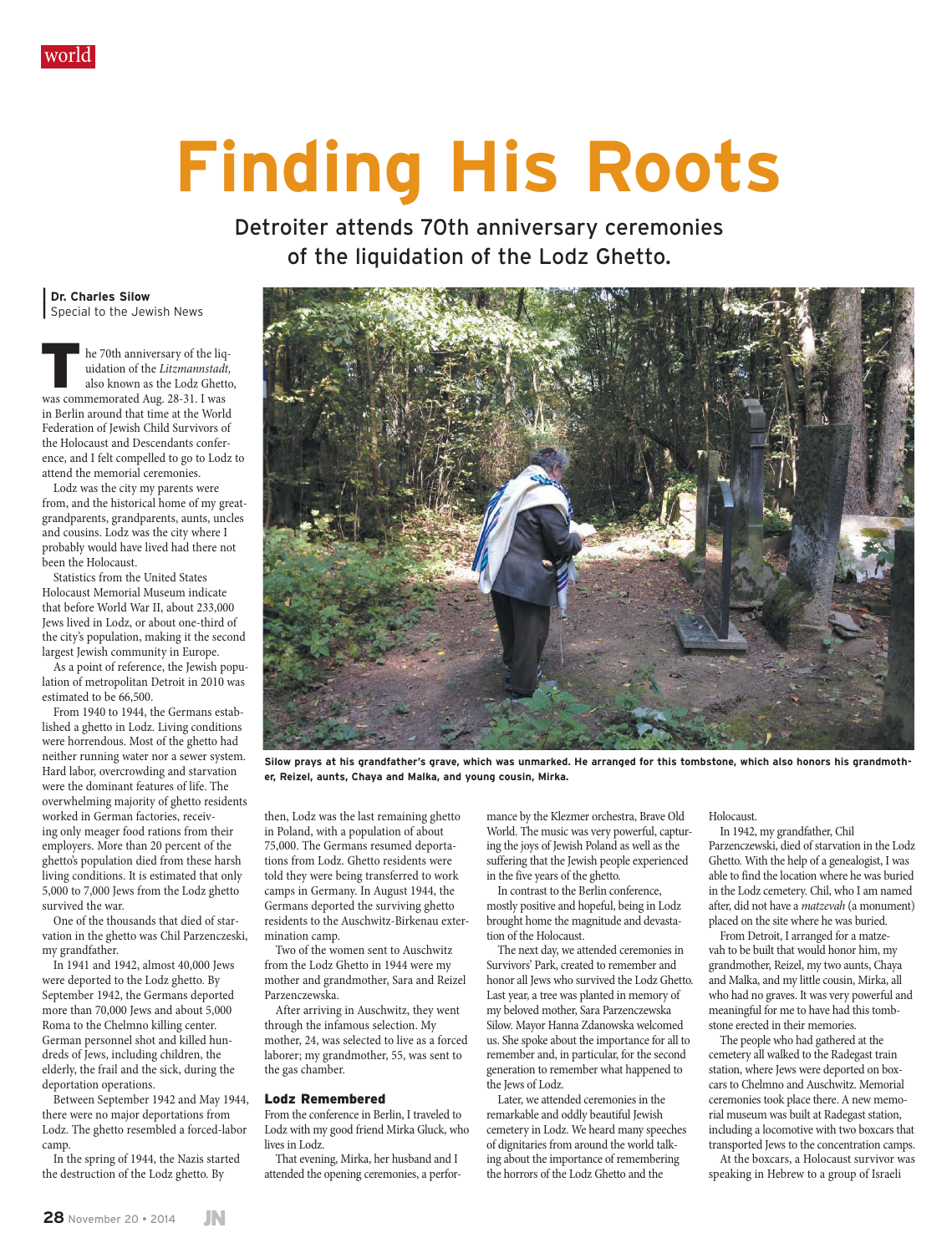# Finding His Roots

## Detroiter attends 70th anniversary ceremonies of the liquidation of the Lodz Ghetto.

**Dr. Charles Silow**
Special to the Jewish News

Silow prays at his grandfather's grave, which was unmarked. He arranged for this tombstone, which also honors his grandmother, Reizel, aunts, Chaya and Malka, and young cousin, Mirka.

The 70th anniversary of the liquidation of the *Litzmannstadt,* also known as the Lodz Ghetto, was commemorated Aug. 28-31. I was in Berlin around that time at the World Federation of Jewish Child Survivors of the Holocaust and Descendants conference, and I felt compelled to go to Lodz to attend the memorial ceremonies.

Lodz was the city my parents were from, and the historical home of my great-grandparents, grandparents, aunts, uncles and cousins. Lodz was the city where I probably would have lived had there not been the Holocaust.

Statistics from the United States Holocaust Memorial Museum indicate that before World War II, about 233,000 Jews lived in Lodz, or about one-third of the city's population, making it the second largest Jewish community in Europe.

As a point of reference, the Jewish population of metropolitan Detroit in 2010 was estimated to be 66,500.

From 1940 to 1944, the Germans established a ghetto in Lodz. Living conditions were horrendous. Most of the ghetto had neither running water nor a sewer system. Hard labor, overcrowding and starvation were the dominant features of life. The overwhelming majority of ghetto residents worked in German factories, receiving only meager food rations from their employers. More than 20 percent of the ghetto's population died from these harsh living conditions. It is estimated that only 5,000 to 7,000 Jews from the Lodz ghetto survived the war.

One of the thousands that died of starvation in the ghetto was Chil Parzenczeski, my grandfather.

In 1941 and 1942, almost 40,000 Jews were deported to the Lodz ghetto. By September 1942, the Germans deported more than 70,000 Jews and about 5,000 Roma to the Chelmno killing center. German personnel shot and killed hundreds of Jews, including children, the elderly, the frail and the sick, during the deportation operations.

Between September 1942 and May 1944, there were no major deportations from Lodz. The ghetto resembled a forced-labor camp.

In the spring of 1944, the Nazis started the destruction of the Lodz ghetto. By then, Lodz was the last remaining ghetto in Poland, with a population of about 75,000. The Germans resumed deportations from Lodz. Ghetto residents were told they were being transferred to work camps in Germany. In August 1944, the Germans deported the surviving ghetto residents to the Auschwitz-Birkenau extermination camp.

Two of the women sent to Auschwitz from the Lodz Ghetto in 1944 were my mother and grandmother, Sara and Reizel Parzenczewska.

After arriving in Auschwitz, they went through the infamous selection. My mother, 24, was selected to live as a forced laborer; my grandmother, 55, was sent to the gas chamber.

### Lodz Remembered

From the conference in Berlin, I traveled to Lodz with my good friend Mirka Gluck, who lives in Lodz.

That evening, Mirka, her husband and I attended the opening ceremonies, a performance by the Klezmer orchestra, Brave Old World. The music was very powerful, capturing the joys of Jewish Poland as well as the suffering that the Jewish people experienced in the five years of the ghetto.

In contrast to the Berlin conference, mostly positive and hopeful, being in Lodz brought home the magnitude and devastation of the Holocaust.

The next day, we attended ceremonies in Survivors' Park, created to remember and honor all Jews who survived the Lodz Ghetto. Last year, a tree was planted in memory of my beloved mother, Sara Parzenczewska Silow. Mayor Hanna Zdanowska welcomed us. She spoke about the importance for all to remember and, in particular, for the second generation to remember what happened to the Jews of Lodz.

Later, we attended ceremonies in the remarkable and oddly beautiful Jewish cemetery in Lodz. We heard many speeches of dignitaries from around the world talking about the importance of remembering the horrors of the Lodz Ghetto and the Holocaust.

In 1942, my grandfather, Chil Parzenczewski, died of starvation in the Lodz Ghetto. With the help of a genealogist, I was able to find the location where he was buried in the Lodz cemetery. Chil, who I am named after, did not have a *matzevah* (a monument) placed on the site where he was buried.

From Detroit, I arranged for a matzevah to be built that would honor him, my grandmother, Reizel, my two aunts, Chaya and Malka, and my little cousin, Mirka, all who had no graves. It was very powerful and meaningful for me to have had this tombstone erected in their memories.

The people who had gathered at the cemetery all walked to the Radegast train station, where Jews were deported on boxcars to Chelmno and Auschwitz. Memorial ceremonies took place there. A new memorial museum was built at Radegast station, including a locomotive with two boxcars that transported Jews to the concentration camps.

At the boxcars, a Holocaust survivor was speaking in Hebrew to a group of Israeli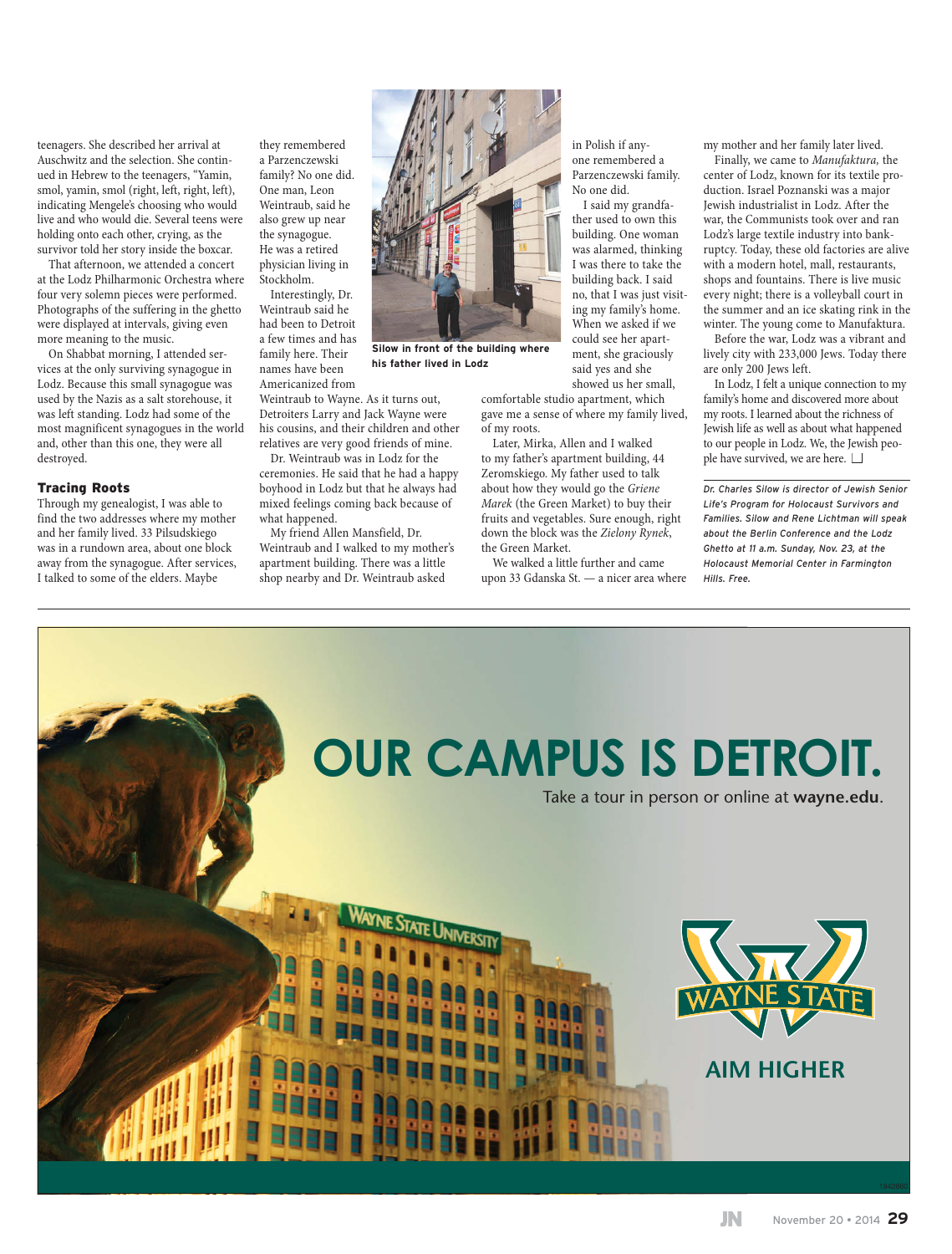teenagers. She described her arrival at Auschwitz and the selection. She continued in Hebrew to the teenagers, "Yamin, smol, yamin, smol (right, left, right, left), indicating Mengele's choosing who would live and who would die. Several teens were holding onto each other, crying, as the survivor told her story inside the boxcar.

That afternoon, we attended a concert at the Lodz Philharmonic Orchestra where four very solemn pieces were performed. Photographs of the suffering in the ghetto were displayed at intervals, giving even more meaning to the music.

On Shabbat morning, I attended services at the only surviving synagogue in Lodz. Because this small synagogue was used by the Nazis as a salt storehouse, it was left standing. Lodz had some of the most magnificent synagogues in the world and, other than this one, they were all destroyed.

## Tracing Roots

Through my genealogist, I was able to find the two addresses where my mother and her family lived. 33 Pilsudskiego was in a rundown area, about one block away from the synagogue. After services, I talked to some of the elders. Maybe they remembered a Parzenczewski family? No one did. One man, Leon Weintraub, said he also grew up near the synagogue. He was a retired physician living in Stockholm.

Interestingly, Dr. Weintraub said he had been to Detroit a few times and has family here. Their names have been Americanized from Weintraub to Wayne. As it turns out, Detroiters Larry and Jack Wayne were his cousins, and their children and other relatives are very good friends of mine.

Dr. Weintraub was in Lodz for the ceremonies. He said that he had a happy boyhood in Lodz but that he always had mixed feelings coming back because of what happened.

My friend Allen Mansfield, Dr. Weintraub and I walked to my mother's apartment building. There was a little shop nearby and Dr. Weintraub asked in Polish if anyone remembered a Parzenczewski family. No one did.

Silow in front of the building where his father lived in Lodz

I said my grandfather used to own this building. One woman was alarmed, thinking I was there to take the building back. I said no, that I was just visiting my family's home. When we asked if we could see her apartment, she graciously said yes and she showed us her small, comfortable studio apartment, which gave me a sense of where my family lived, of my roots.

Later, Mirka, Allen and I walked to my father's apartment building, 44 Zeromskiego. My father used to talk about how they would go the *Griene Marek* (the Green Market) to buy their fruits and vegetables. Sure enough, right down the block was the *Zielony Rynek*, the Green Market.

We walked a little further and came upon 33 Gdanska St. — a nicer area where my mother and her family later lived.

Finally, we came to *Manufaktura*, the center of Lodz, known for its textile production. Israel Poznanski was a major Jewish industrialist in Lodz. After the war, the Communists took over and ran Lodz's large textile industry into bankruptcy. Today, these old factories are alive with a modern hotel, mall, restaurants, shops and fountains. There is live music every night; there is a volleyball court in the summer and an ice skating rink in the winter. The young come to Manufaktura.

Before the war, Lodz was a vibrant and lively city with 233,000 Jews. Today there are only 200 Jews left.

In Lodz, I felt a unique connection to my family's home and discovered more about my roots. I learned about the richness of Jewish life as well as about what happened to our people in Lodz. We, the Jewish people have survived, we are here. ☐

*Dr. Charles Silow is director of Jewish Senior Life's Program for Holocaust Survivors and Families. Silow and Rene Lichtman will speak about the Berlin Conference and the Lodz Ghetto at 11 a.m. Sunday, Nov. 23, at the Holocaust Memorial Center in Farmington Hills. Free.*

OUR CAMPUS IS DETROIT.

Take a tour in person or online at **wayne.edu**.

WAYNE STATE

AIM HIGHER